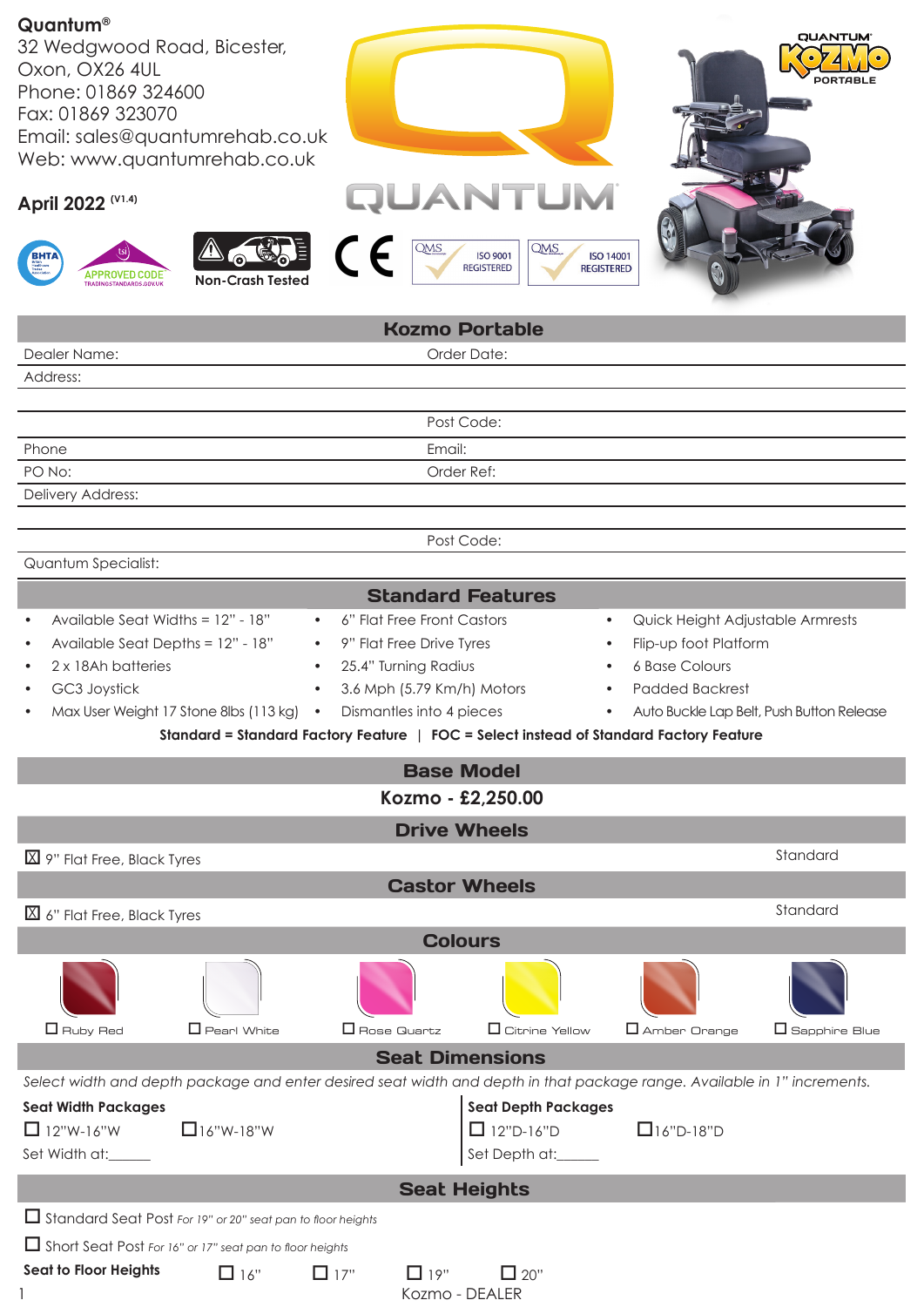**Quantum®**
32 Wedgwood Road, Bicester,
Oxon, OX26 4UL
Phone: 01869 324600
Fax: 01869 323070
Email: sales@quantumrehab.co.uk
Web: www.quantumrehab.co.uk

**April 2022** (V1.4)

APPROVED CODE TRADINGSTANDARDS.GOV.UK

Non-Crash Tested

ISO 9001 REGISTERED | ISO 14001 REGISTERED

QUANTUM KOZMO PORTABLE

## Kozmo Portable

| | |
|---|---|
| Dealer Name: | Order Date: |
| Address: | |
| | |
| | Post Code: |
| Phone | Email: |
| PO No: | Order Ref: |
| Delivery Address: | |
| | |
| | Post Code: |
| Quantum Specialist: | |

## Standard Features

- Available Seat Widths = 12" - 18"
- Available Seat Depths = 12" - 18"
- 2 x 18Ah batteries
- GC3 Joystick
- Max User Weight 17 Stone 8lbs (113 kg)
- 6" Flat Free Front Castors
- 9" Flat Free Drive Tyres
- 25.4" Turning Radius
- 3.6 Mph (5.79 Km/h) Motors
- Dismantles into 4 pieces
- Quick Height Adjustable Armrests
- Flip-up foot Platform
- 6 Base Colours
- Padded Backrest
- Auto Buckle Lap Belt, Push Button Release

**Standard = Standard Factory Feature | FOC = Select instead of Standard Factory Feature**

## Base Model

**Kozmo - £2,250.00**

## Drive Wheels

☒ 9" Flat Free, Black Tyres — Standard

## Castor Wheels

☒ 6" Flat Free, Black Tyres — Standard

## Colours

☐ Ruby Red ☐ Pearl White ☐ Rose Quartz ☐ Citrine Yellow ☐ Amber Orange ☐ Sapphire Blue

## Seat Dimensions

*Select width and depth package and enter desired seat width and depth in that package range. Available in 1" increments.*

**Seat Width Packages**

☐ 12"W-16"W ☐ 16"W-18"W

Set Width at:______

**Seat Depth Packages**

☐ 12"D-16"D ☐ 16"D-18"D

Set Depth at:______

## Seat Heights

☐ Standard Seat Post *For 19" or 20" seat pan to floor heights*

☐ Short Seat Post *For 16" or 17" seat pan to floor heights*

**Seat to Floor Heights** ☐ 16" ☐ 17" ☐ 19" ☐ 20"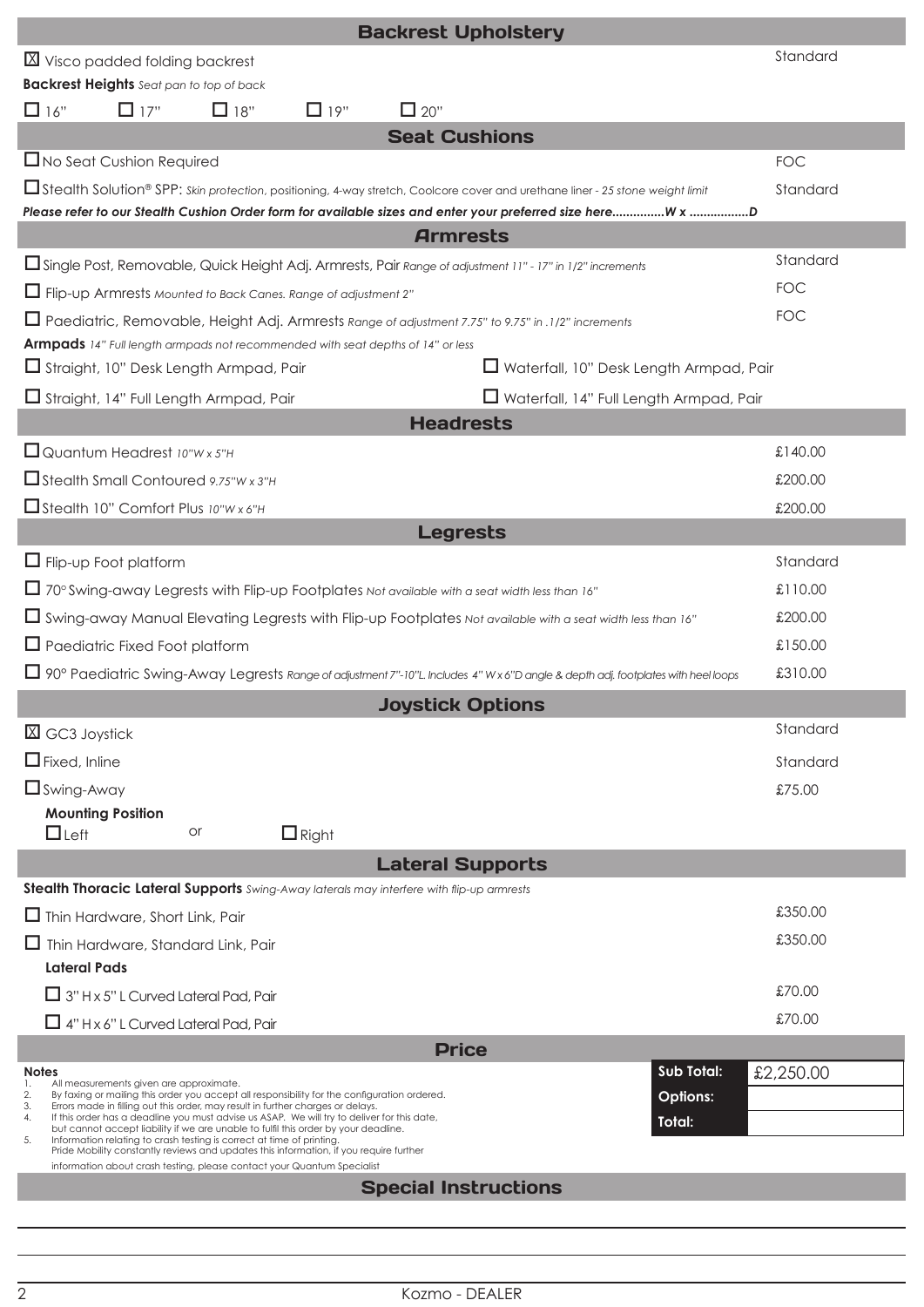## Backrest Upholstery

| | |
|---|---|
| ☒ Visco padded folding backrest | Standard |

**Backrest Heights** *Seat pan to top of back*

☐ 16" ☐ 17" ☐ 18" ☐ 19" ☐ 20"

## Seat Cushions

| | |
|---|---|
| ☐ No Seat Cushion Required | FOC |
| ☐ Stealth Solution® SPP: *Skin protection, positioning, 4-way stretch, Coolcore cover and urethane liner - 25 stone weight limit* | Standard |

***Please refer to our Stealth Cushion Order form for available sizes and enter your preferred size here..............W x ................D***

## Armrests

| | |
|---|---|
| ☐ Single Post, Removable, Quick Height Adj. Armrests, Pair *Range of adjustment 11" - 17" in 1/2" increments* | Standard |
| ☐ Flip-up Armrests *Mounted to Back Canes. Range of adjustment 2"* | FOC |
| ☐ Paediatric, Removable, Height Adj. Armrests *Range of adjustment 7.75" to 9.75" in .1/2" increments* | FOC |

**Armpads** *14" Full length armpads not recommended with seat depths of 14" or less*

☐ Straight, 10" Desk Length Armpad, Pair ☐ Waterfall, 10" Desk Length Armpad, Pair

☐ Straight, 14" Full Length Armpad, Pair ☐ Waterfall, 14" Full Length Armpad, Pair

## Headrests

| | |
|---|---|
| ☐ Quantum Headrest *10"W x 5"H* | £140.00 |
| ☐ Stealth Small Contoured *9.75"W x 3"H* | £200.00 |
| ☐ Stealth 10" Comfort Plus *10"W x 6"H* | £200.00 |

## Legrests

| | |
|---|---|
| ☐ Flip-up Foot platform | Standard |
| ☐ 70° Swing-away Legrests with Flip-up Footplates *Not available with a seat width less than 16"* | £110.00 |
| ☐ Swing-away Manual Elevating Legrests with Flip-up Footplates *Not available with a seat width less than 16"* | £200.00 |
| ☐ Paediatric Fixed Foot platform | £150.00 |
| ☐ 90° Paediatric Swing-Away Legrests *Range of adjustment 7"-10"L. Includes 4" W x 6"D angle & depth adj. footplates with heel loops* | £310.00 |

## Joystick Options

| | |
|---|---|
| ☒ GC3 Joystick | Standard |
| ☐ Fixed, Inline | Standard |
| ☐ Swing-Away | £75.00 |

**Mounting Position**

☐ Left or ☐ Right

## Lateral Supports

**Stealth Thoracic Lateral Supports** *Swing-Away laterals may interfere with flip-up armrests*

| | |
|---|---|
| ☐ Thin Hardware, Short Link, Pair | £350.00 |
| ☐ Thin Hardware, Standard Link, Pair | £350.00 |

**Lateral Pads**

| | |
|---|---|
| ☐ 3" H x 5" L Curved Lateral Pad, Pair | £70.00 |
| ☐ 4" H x 6" L Curved Lateral Pad, Pair | £70.00 |

## Price

**Notes**
1. All measurements given are approximate.
2. By faxing or mailing this order you accept all responsibility for the configuration ordered.
3. Errors made in filling out this order, may result in further charges or delays.
4. If this order has a deadline you must advise us ASAP. We will try to deliver for this date, but cannot accept liability if we are unable to fulfil this order by your deadline.
5. Information relating to crash testing is correct at time of printing. Pride Mobility constantly reviews and updates this information, if you require further information about crash testing, please contact your Quantum Specialist

| | |
|---|---|
| **Sub Total:** | £2,250.00 |
| **Options:** | |
| **Total:** | |

## Special Instructions